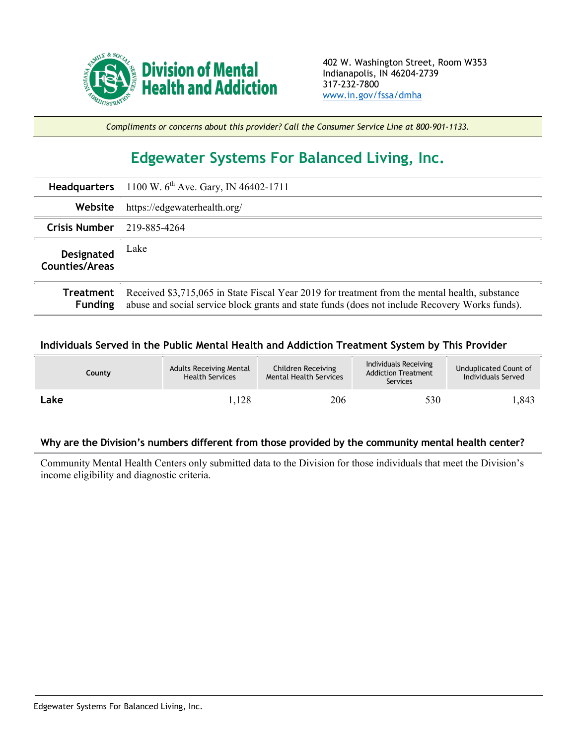Division of Mental Health and Addiction

402 W. Washington Street, Room W353
Indianapolis, IN 46204-2739
317-232-7800
www.in.gov/fssa/dmha

*Compliments or concerns about this provider? Call the Consumer Service Line at 800-901-1133.*

# Edgewater Systems For Balanced Living, Inc.

| | |
|---|---|
| **Headquarters** | 1100 W. 6th Ave. Gary, IN 46402-1711 |
| **Website** | https://edgewaterhealth.org/ |
| **Crisis Number** | 219-885-4264 |
| **Designated Counties/Areas** | Lake |
| **Treatment Funding** | Received $3,715,065 in State Fiscal Year 2019 for treatment from the mental health, substance abuse and social service block grants and state funds (does not include Recovery Works funds). |

### Individuals Served in the Public Mental Health and Addiction Treatment System by This Provider

| County | Adults Receiving Mental Health Services | Children Receiving Mental Health Services | Individuals Receiving Addiction Treatment Services | Unduplicated Count of Individuals Served |
|---|---|---|---|---|
| **Lake** | 1,128 | 206 | 530 | 1,843 |

### Why are the Division's numbers different from those provided by the community mental health center?

Community Mental Health Centers only submitted data to the Division for those individuals that meet the Division's income eligibility and diagnostic criteria.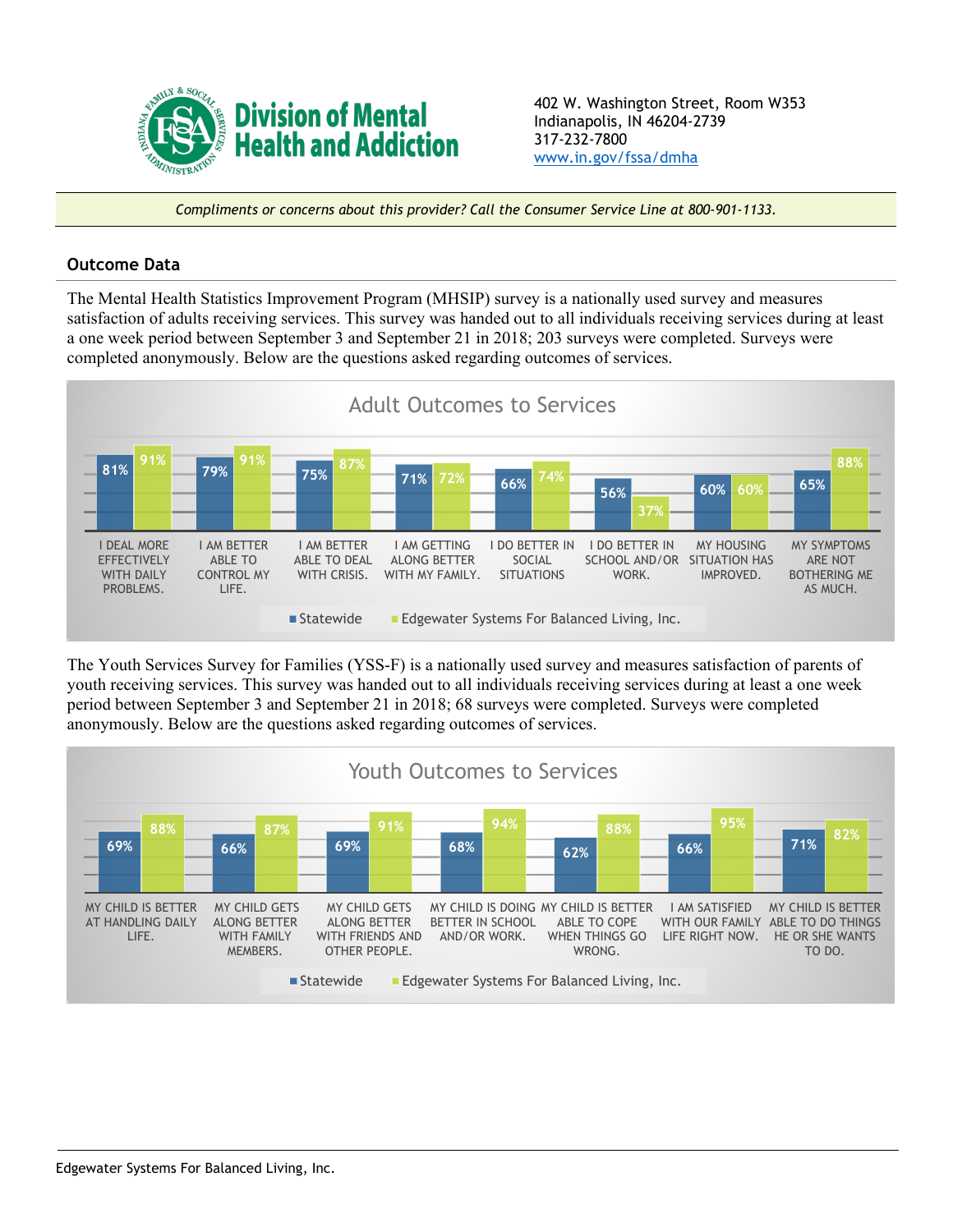402 W. Washington Street, Room W353
Indianapolis, IN 46204-2739
317-232-7800
www.in.gov/fssa/dmha

Division of Mental Health and Addiction

*Compliments or concerns about this provider? Call the Consumer Service Line at 800-901-1133.*

## Outcome Data

The Mental Health Statistics Improvement Program (MHSIP) survey is a nationally used survey and measures satisfaction of adults receiving services. This survey was handed out to all individuals receiving services during at least a one week period between September 3 and September 21 in 2018; 203 surveys were completed. Surveys were completed anonymously. Below are the questions asked regarding outcomes of services.

Adult Outcomes to Services

I DEAL MORE EFFECTIVELY WITH DAILY PROBLEMS. 81% 91%
I AM BETTER ABLE TO CONTROL MY LIFE. 79% 91%
I AM BETTER ABLE TO DEAL WITH CRISIS. 75% 87%
I AM GETTING ALONG BETTER WITH MY FAMILY. 71% 72%
I DO BETTER IN SOCIAL SITUATIONS 66% 74%
I DO BETTER IN SCHOOL AND/OR WORK. 56% 37%
MY HOUSING SITUATION HAS IMPROVED. 60% 60%
MY SYMPTOMS ARE NOT BOTHERING ME AS MUCH. 65% 88%

Statewide
Edgewater Systems For Balanced Living, Inc.

The Youth Services Survey for Families (YSS-F) is a nationally used survey and measures satisfaction of parents of youth receiving services. This survey was handed out to all individuals receiving services during at least a one week period between September 3 and September 21 in 2018; 68 surveys were completed. Surveys were completed anonymously. Below are the questions asked regarding outcomes of services.

Youth Outcomes to Services

MY CHILD IS BETTER AT HANDLING DAILY LIFE. 69% 88%
MY CHILD GETS ALONG BETTER WITH FAMILY MEMBERS. 66% 87%
MY CHILD GETS ALONG BETTER WITH FRIENDS AND OTHER PEOPLE. 69% 91%
MY CHILD IS DOING BETTER IN SCHOOL AND/OR WORK. 68% 94%
MY CHILD IS BETTER ABLE TO COPE WHEN THINGS GO WRONG. 62% 88%
I AM SATISFIED WITH OUR FAMILY LIFE RIGHT NOW. 66% 95%
MY CHILD IS BETTER ABLE TO DO THINGS HE OR SHE WANTS TO DO. 71% 82%

Statewide
Edgewater Systems For Balanced Living, Inc.